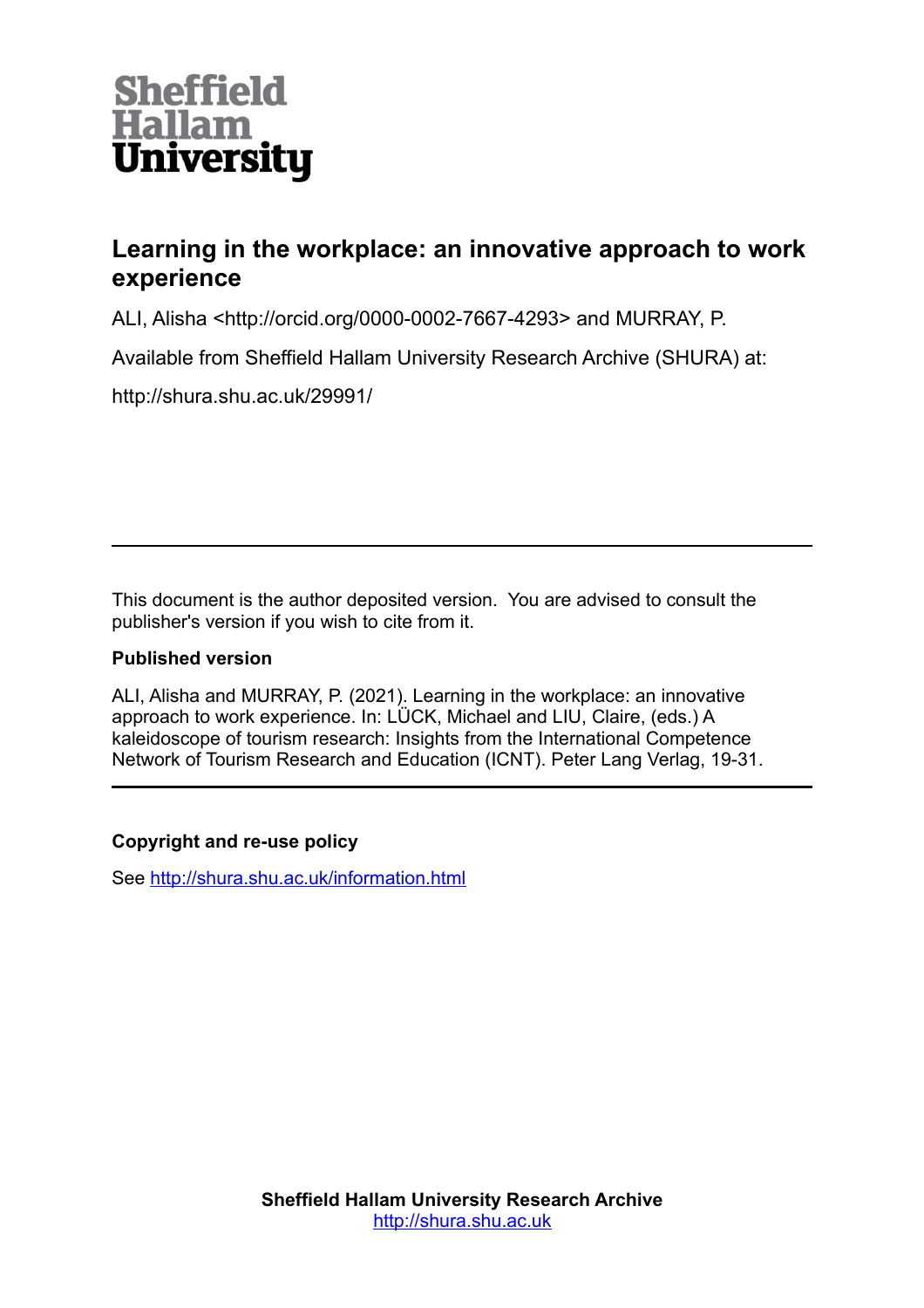Sheffield Hallam University

# Learning in the workplace: an innovative approach to work experience

ALI, Alisha <http://orcid.org/0000-0002-7667-4293> and MURRAY, P.

Available from Sheffield Hallam University Research Archive (SHURA) at:

http://shura.shu.ac.uk/29991/

---

This document is the author deposited version. You are advised to consult the publisher's version if you wish to cite from it.

**Published version**

ALI, Alisha and MURRAY, P. (2021). Learning in the workplace: an innovative approach to work experience. In: LÜCK, Michael and LIU, Claire, (eds.) A kaleidoscope of tourism research: Insights from the International Competence Network of Tourism Research and Education (ICNT). Peter Lang Verlag, 19-31.

---

**Copyright and re-use policy**

See http://shura.shu.ac.uk/information.html

**Sheffield Hallam University Research Archive**
http://shura.shu.ac.uk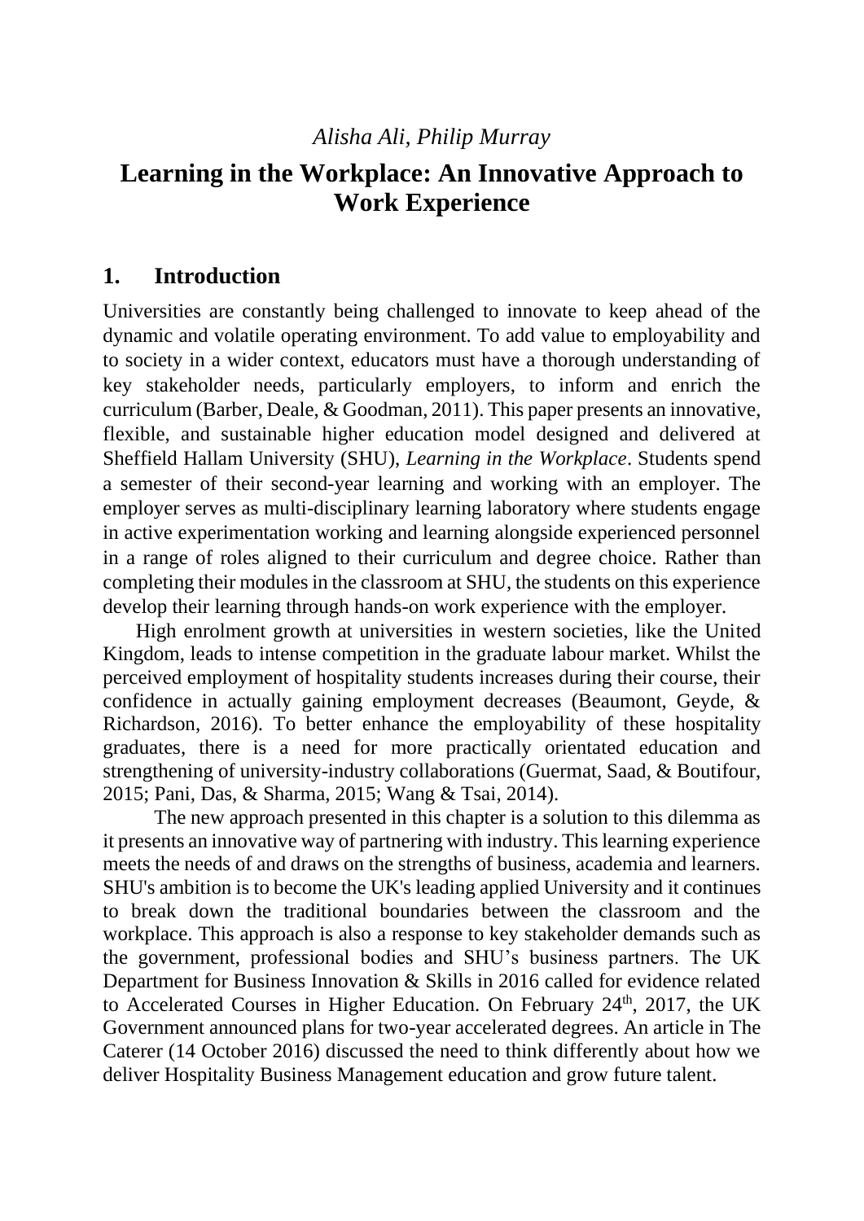*Alisha Ali, Philip Murray*

# Learning in the Workplace: An Innovative Approach to Work Experience

## 1. Introduction

Universities are constantly being challenged to innovate to keep ahead of the dynamic and volatile operating environment. To add value to employability and to society in a wider context, educators must have a thorough understanding of key stakeholder needs, particularly employers, to inform and enrich the curriculum (Barber, Deale, & Goodman, 2011). This paper presents an innovative, flexible, and sustainable higher education model designed and delivered at Sheffield Hallam University (SHU), *Learning in the Workplace*. Students spend a semester of their second-year learning and working with an employer. The employer serves as multi-disciplinary learning laboratory where students engage in active experimentation working and learning alongside experienced personnel in a range of roles aligned to their curriculum and degree choice. Rather than completing their modules in the classroom at SHU, the students on this experience develop their learning through hands-on work experience with the employer.

High enrolment growth at universities in western societies, like the United Kingdom, leads to intense competition in the graduate labour market. Whilst the perceived employment of hospitality students increases during their course, their confidence in actually gaining employment decreases (Beaumont, Geyde, & Richardson, 2016). To better enhance the employability of these hospitality graduates, there is a need for more practically orientated education and strengthening of university-industry collaborations (Guermat, Saad, & Boutifour, 2015; Pani, Das, & Sharma, 2015; Wang & Tsai, 2014).

The new approach presented in this chapter is a solution to this dilemma as it presents an innovative way of partnering with industry. This learning experience meets the needs of and draws on the strengths of business, academia and learners. SHU's ambition is to become the UK's leading applied University and it continues to break down the traditional boundaries between the classroom and the workplace. This approach is also a response to key stakeholder demands such as the government, professional bodies and SHU's business partners. The UK Department for Business Innovation & Skills in 2016 called for evidence related to Accelerated Courses in Higher Education. On February 24th, 2017, the UK Government announced plans for two-year accelerated degrees. An article in The Caterer (14 October 2016) discussed the need to think differently about how we deliver Hospitality Business Management education and grow future talent.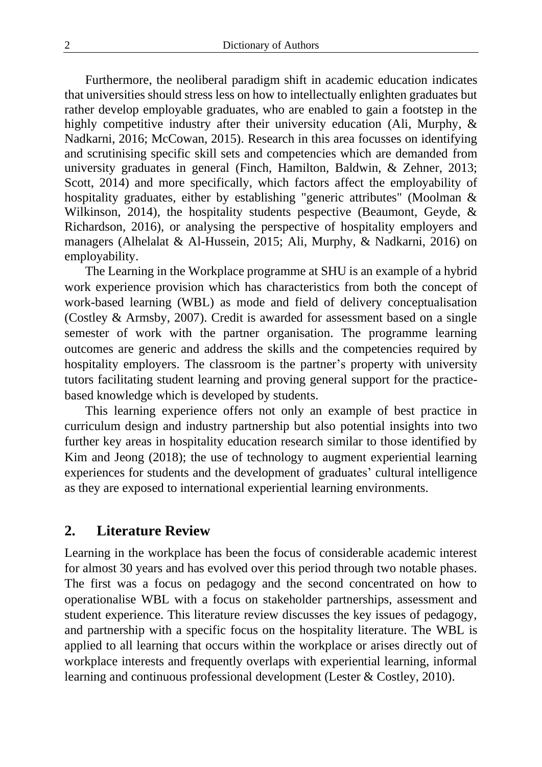Furthermore, the neoliberal paradigm shift in academic education indicates that universities should stress less on how to intellectually enlighten graduates but rather develop employable graduates, who are enabled to gain a footstep in the highly competitive industry after their university education (Ali, Murphy, & Nadkarni, 2016; McCowan, 2015). Research in this area focusses on identifying and scrutinising specific skill sets and competencies which are demanded from university graduates in general (Finch, Hamilton, Baldwin, & Zehner, 2013; Scott, 2014) and more specifically, which factors affect the employability of hospitality graduates, either by establishing "generic attributes" (Moolman & Wilkinson, 2014), the hospitality students pespective (Beaumont, Geyde, & Richardson, 2016), or analysing the perspective of hospitality employers and managers (Alhelalat & Al-Hussein, 2015; Ali, Murphy, & Nadkarni, 2016) on employability.

The Learning in the Workplace programme at SHU is an example of a hybrid work experience provision which has characteristics from both the concept of work-based learning (WBL) as mode and field of delivery conceptualisation (Costley & Armsby, 2007). Credit is awarded for assessment based on a single semester of work with the partner organisation. The programme learning outcomes are generic and address the skills and the competencies required by hospitality employers. The classroom is the partner's property with university tutors facilitating student learning and proving general support for the practice-based knowledge which is developed by students.

This learning experience offers not only an example of best practice in curriculum design and industry partnership but also potential insights into two further key areas in hospitality education research similar to those identified by Kim and Jeong (2018); the use of technology to augment experiential learning experiences for students and the development of graduates' cultural intelligence as they are exposed to international experiential learning environments.

## 2. Literature Review

Learning in the workplace has been the focus of considerable academic interest for almost 30 years and has evolved over this period through two notable phases. The first was a focus on pedagogy and the second concentrated on how to operationalise WBL with a focus on stakeholder partnerships, assessment and student experience. This literature review discusses the key issues of pedagogy, and partnership with a specific focus on the hospitality literature. The WBL is applied to all learning that occurs within the workplace or arises directly out of workplace interests and frequently overlaps with experiential learning, informal learning and continuous professional development (Lester & Costley, 2010).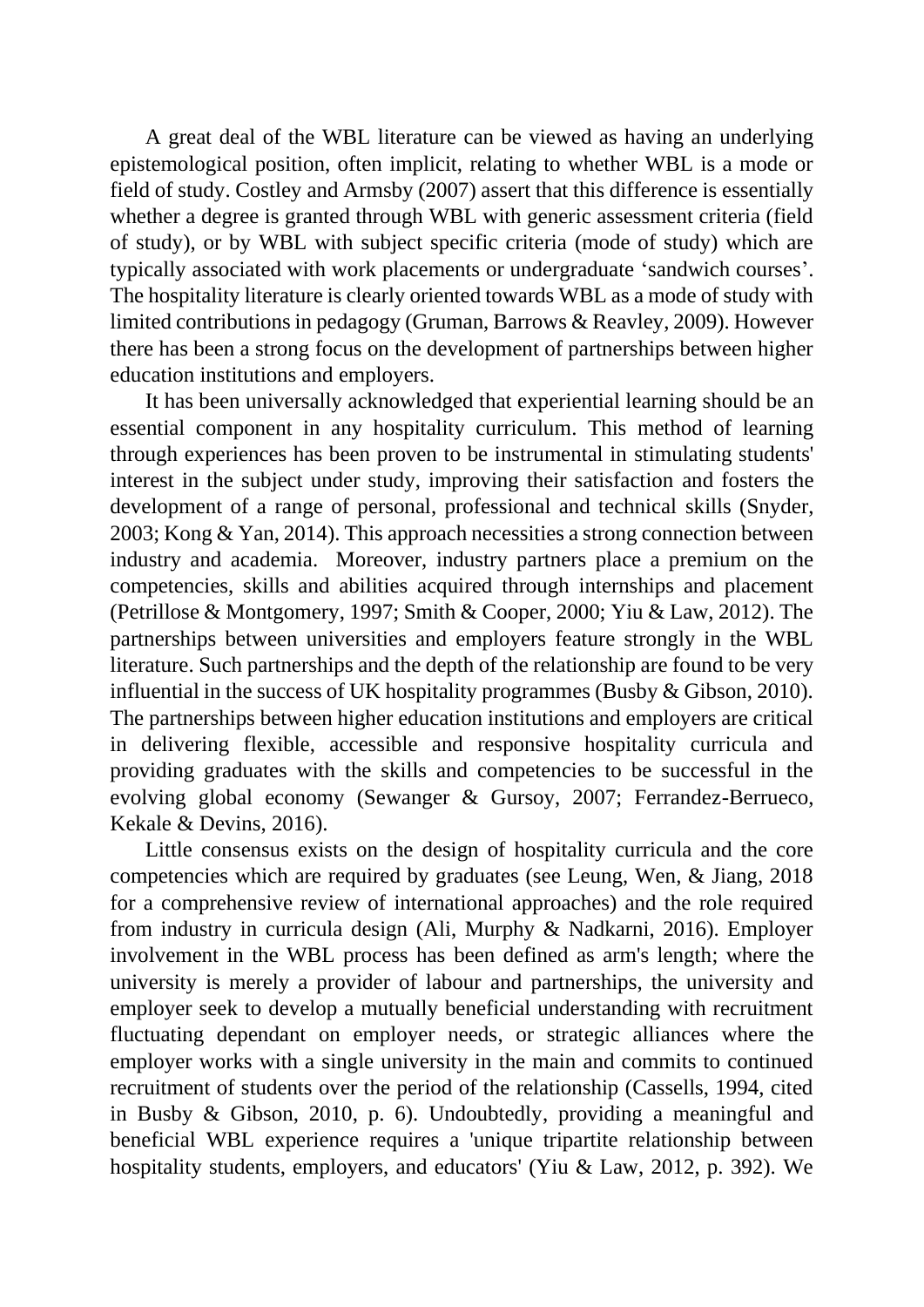A great deal of the WBL literature can be viewed as having an underlying epistemological position, often implicit, relating to whether WBL is a mode or field of study. Costley and Armsby (2007) assert that this difference is essentially whether a degree is granted through WBL with generic assessment criteria (field of study), or by WBL with subject specific criteria (mode of study) which are typically associated with work placements or undergraduate 'sandwich courses'. The hospitality literature is clearly oriented towards WBL as a mode of study with limited contributions in pedagogy (Gruman, Barrows & Reavley, 2009). However there has been a strong focus on the development of partnerships between higher education institutions and employers.

It has been universally acknowledged that experiential learning should be an essential component in any hospitality curriculum. This method of learning through experiences has been proven to be instrumental in stimulating students' interest in the subject under study, improving their satisfaction and fosters the development of a range of personal, professional and technical skills (Snyder, 2003; Kong & Yan, 2014). This approach necessities a strong connection between industry and academia. Moreover, industry partners place a premium on the competencies, skills and abilities acquired through internships and placement (Petrillose & Montgomery, 1997; Smith & Cooper, 2000; Yiu & Law, 2012). The partnerships between universities and employers feature strongly in the WBL literature. Such partnerships and the depth of the relationship are found to be very influential in the success of UK hospitality programmes (Busby & Gibson, 2010). The partnerships between higher education institutions and employers are critical in delivering flexible, accessible and responsive hospitality curricula and providing graduates with the skills and competencies to be successful in the evolving global economy (Sewanger & Gursoy, 2007; Ferrandez-Berrueco, Kekale & Devins, 2016).

Little consensus exists on the design of hospitality curricula and the core competencies which are required by graduates (see Leung, Wen, & Jiang, 2018 for a comprehensive review of international approaches) and the role required from industry in curricula design (Ali, Murphy & Nadkarni, 2016). Employer involvement in the WBL process has been defined as arm's length; where the university is merely a provider of labour and partnerships, the university and employer seek to develop a mutually beneficial understanding with recruitment fluctuating dependant on employer needs, or strategic alliances where the employer works with a single university in the main and commits to continued recruitment of students over the period of the relationship (Cassells, 1994, cited in Busby & Gibson, 2010, p. 6). Undoubtedly, providing a meaningful and beneficial WBL experience requires a 'unique tripartite relationship between hospitality students, employers, and educators' (Yiu & Law, 2012, p. 392). We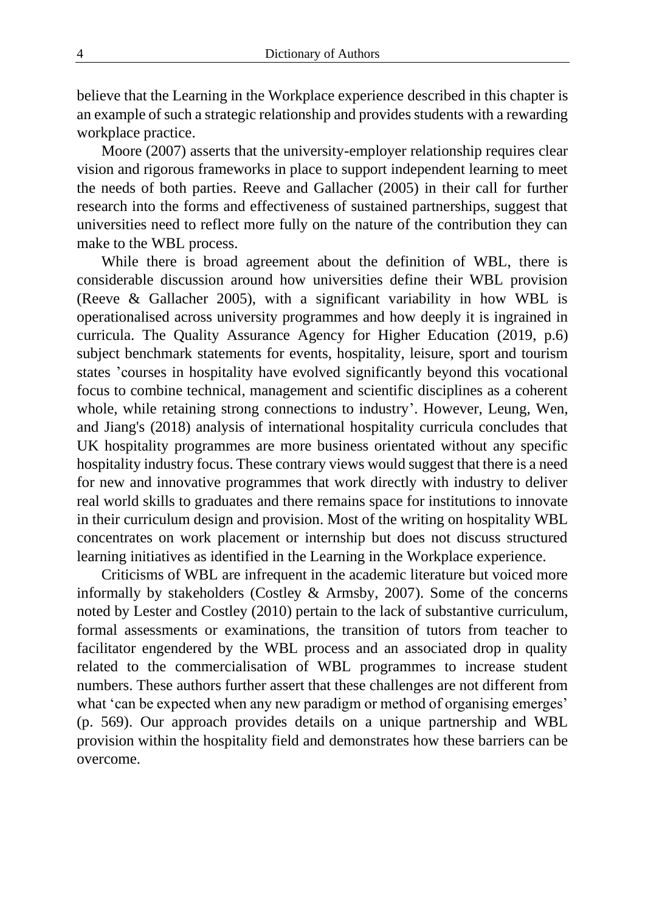believe that the Learning in the Workplace experience described in this chapter is an example of such a strategic relationship and provides students with a rewarding workplace practice.

Moore (2007) asserts that the university-employer relationship requires clear vision and rigorous frameworks in place to support independent learning to meet the needs of both parties. Reeve and Gallacher (2005) in their call for further research into the forms and effectiveness of sustained partnerships, suggest that universities need to reflect more fully on the nature of the contribution they can make to the WBL process.

While there is broad agreement about the definition of WBL, there is considerable discussion around how universities define their WBL provision (Reeve & Gallacher 2005), with a significant variability in how WBL is operationalised across university programmes and how deeply it is ingrained in curricula. The Quality Assurance Agency for Higher Education (2019, p.6) subject benchmark statements for events, hospitality, leisure, sport and tourism states 'courses in hospitality have evolved significantly beyond this vocational focus to combine technical, management and scientific disciplines as a coherent whole, while retaining strong connections to industry'. However, Leung, Wen, and Jiang's (2018) analysis of international hospitality curricula concludes that UK hospitality programmes are more business orientated without any specific hospitality industry focus. These contrary views would suggest that there is a need for new and innovative programmes that work directly with industry to deliver real world skills to graduates and there remains space for institutions to innovate in their curriculum design and provision. Most of the writing on hospitality WBL concentrates on work placement or internship but does not discuss structured learning initiatives as identified in the Learning in the Workplace experience.

Criticisms of WBL are infrequent in the academic literature but voiced more informally by stakeholders (Costley & Armsby, 2007). Some of the concerns noted by Lester and Costley (2010) pertain to the lack of substantive curriculum, formal assessments or examinations, the transition of tutors from teacher to facilitator engendered by the WBL process and an associated drop in quality related to the commercialisation of WBL programmes to increase student numbers. These authors further assert that these challenges are not different from what 'can be expected when any new paradigm or method of organising emerges' (p. 569). Our approach provides details on a unique partnership and WBL provision within the hospitality field and demonstrates how these barriers can be overcome.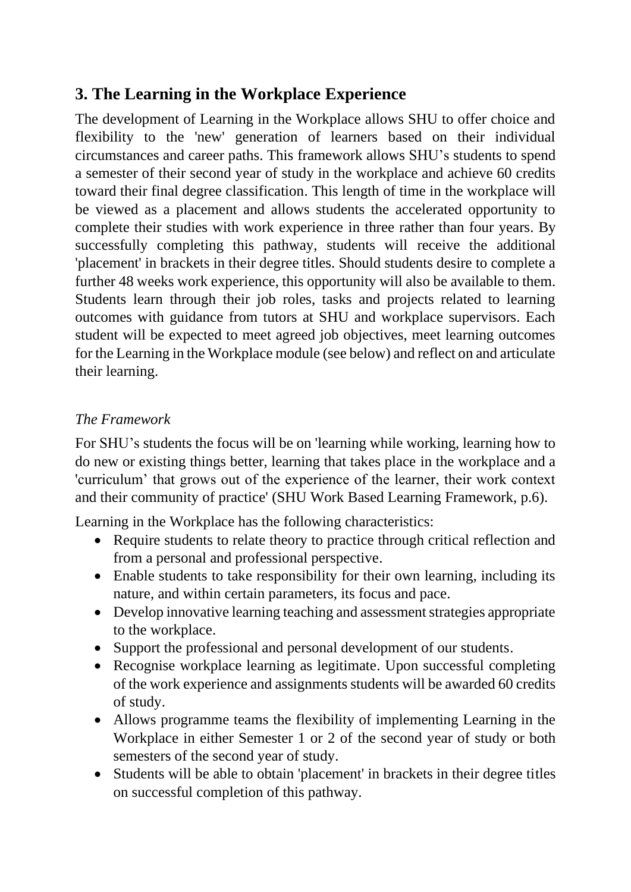## 3. The Learning in the Workplace Experience

The development of Learning in the Workplace allows SHU to offer choice and flexibility to the 'new' generation of learners based on their individual circumstances and career paths. This framework allows SHU's students to spend a semester of their second year of study in the workplace and achieve 60 credits toward their final degree classification. This length of time in the workplace will be viewed as a placement and allows students the accelerated opportunity to complete their studies with work experience in three rather than four years. By successfully completing this pathway, students will receive the additional 'placement' in brackets in their degree titles. Should students desire to complete a further 48 weeks work experience, this opportunity will also be available to them. Students learn through their job roles, tasks and projects related to learning outcomes with guidance from tutors at SHU and workplace supervisors. Each student will be expected to meet agreed job objectives, meet learning outcomes for the Learning in the Workplace module (see below) and reflect on and articulate their learning.

*The Framework*

For SHU's students the focus will be on 'learning while working, learning how to do new or existing things better, learning that takes place in the workplace and a 'curriculum' that grows out of the experience of the learner, their work context and their community of practice' (SHU Work Based Learning Framework, p.6).

Learning in the Workplace has the following characteristics:

- Require students to relate theory to practice through critical reflection and from a personal and professional perspective.
- Enable students to take responsibility for their own learning, including its nature, and within certain parameters, its focus and pace.
- Develop innovative learning teaching and assessment strategies appropriate to the workplace.
- Support the professional and personal development of our students.
- Recognise workplace learning as legitimate. Upon successful completing of the work experience and assignments students will be awarded 60 credits of study.
- Allows programme teams the flexibility of implementing Learning in the Workplace in either Semester 1 or 2 of the second year of study or both semesters of the second year of study.
- Students will be able to obtain 'placement' in brackets in their degree titles on successful completion of this pathway.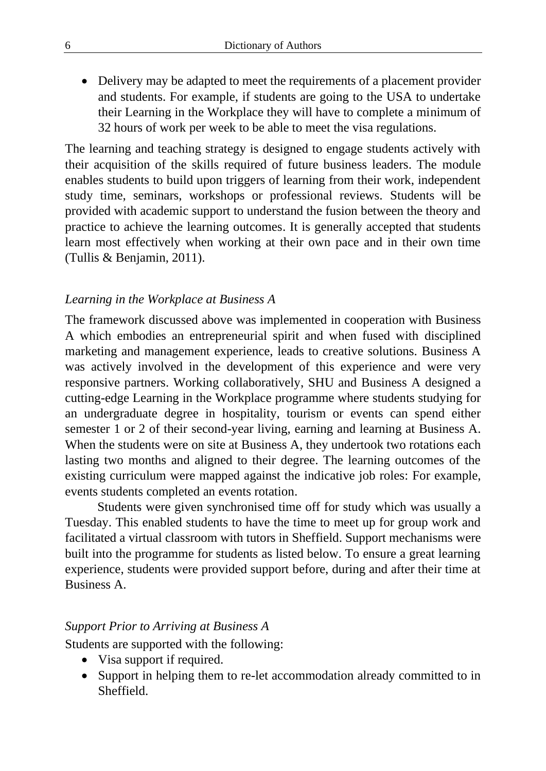- Delivery may be adapted to meet the requirements of a placement provider and students. For example, if students are going to the USA to undertake their Learning in the Workplace they will have to complete a minimum of 32 hours of work per week to be able to meet the visa regulations.

The learning and teaching strategy is designed to engage students actively with their acquisition of the skills required of future business leaders. The module enables students to build upon triggers of learning from their work, independent study time, seminars, workshops or professional reviews. Students will be provided with academic support to understand the fusion between the theory and practice to achieve the learning outcomes. It is generally accepted that students learn most effectively when working at their own pace and in their own time (Tullis & Benjamin, 2011).

### *Learning in the Workplace at Business A*

The framework discussed above was implemented in cooperation with Business A which embodies an entrepreneurial spirit and when fused with disciplined marketing and management experience, leads to creative solutions. Business A was actively involved in the development of this experience and were very responsive partners. Working collaboratively, SHU and Business A designed a cutting-edge Learning in the Workplace programme where students studying for an undergraduate degree in hospitality, tourism or events can spend either semester 1 or 2 of their second-year living, earning and learning at Business A. When the students were on site at Business A, they undertook two rotations each lasting two months and aligned to their degree. The learning outcomes of the existing curriculum were mapped against the indicative job roles: For example, events students completed an events rotation.

Students were given synchronised time off for study which was usually a Tuesday. This enabled students to have the time to meet up for group work and facilitated a virtual classroom with tutors in Sheffield. Support mechanisms were built into the programme for students as listed below. To ensure a great learning experience, students were provided support before, during and after their time at Business A.

### *Support Prior to Arriving at Business A*

Students are supported with the following:

- Visa support if required.
- Support in helping them to re-let accommodation already committed to in Sheffield.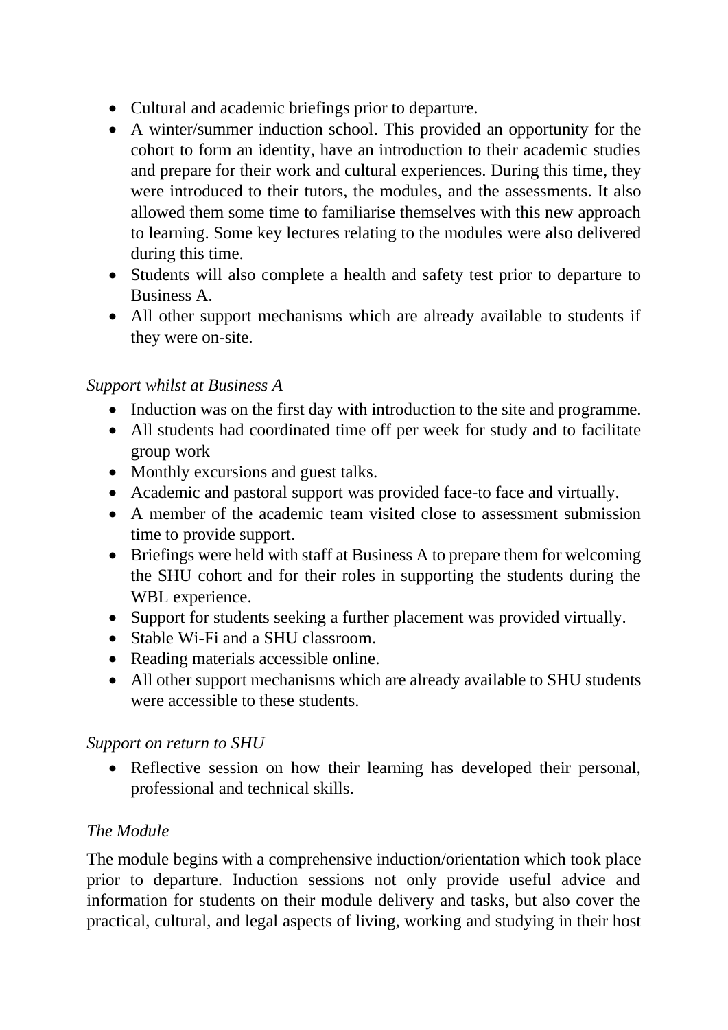- Cultural and academic briefings prior to departure.
- A winter/summer induction school. This provided an opportunity for the cohort to form an identity, have an introduction to their academic studies and prepare for their work and cultural experiences. During this time, they were introduced to their tutors, the modules, and the assessments. It also allowed them some time to familiarise themselves with this new approach to learning. Some key lectures relating to the modules were also delivered during this time.
- Students will also complete a health and safety test prior to departure to Business A.
- All other support mechanisms which are already available to students if they were on-site.

*Support whilst at Business A*

- Induction was on the first day with introduction to the site and programme.
- All students had coordinated time off per week for study and to facilitate group work
- Monthly excursions and guest talks.
- Academic and pastoral support was provided face-to face and virtually.
- A member of the academic team visited close to assessment submission time to provide support.
- Briefings were held with staff at Business A to prepare them for welcoming the SHU cohort and for their roles in supporting the students during the WBL experience.
- Support for students seeking a further placement was provided virtually.
- Stable Wi-Fi and a SHU classroom.
- Reading materials accessible online.
- All other support mechanisms which are already available to SHU students were accessible to these students.

*Support on return to SHU*

- Reflective session on how their learning has developed their personal, professional and technical skills.

*The Module*

The module begins with a comprehensive induction/orientation which took place prior to departure. Induction sessions not only provide useful advice and information for students on their module delivery and tasks, but also cover the practical, cultural, and legal aspects of living, working and studying in their host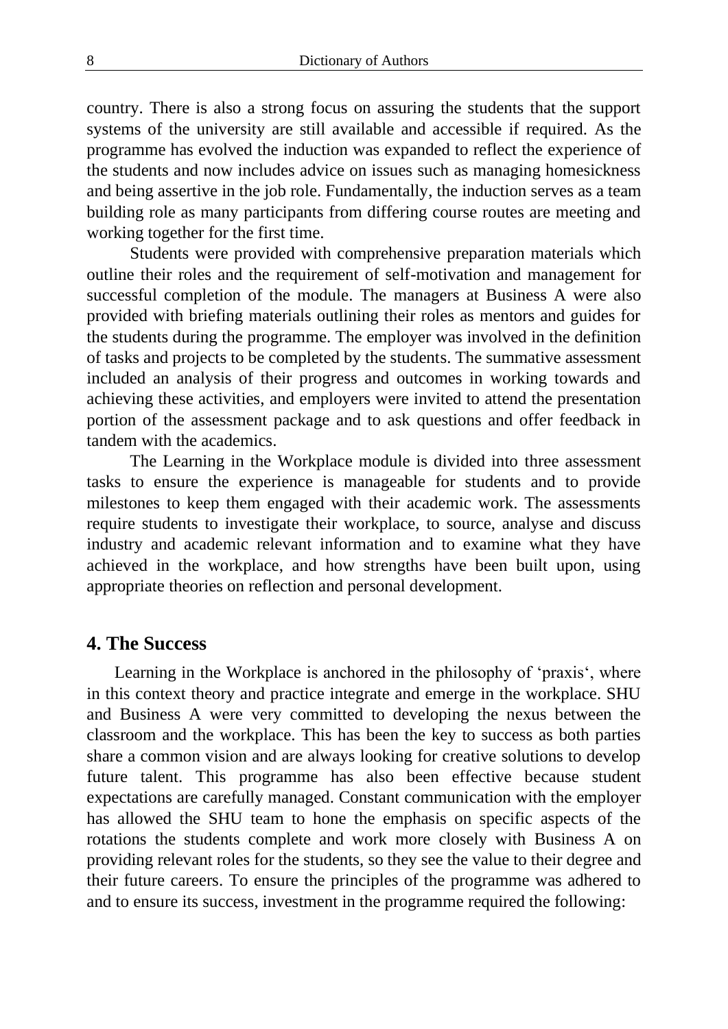country. There is also a strong focus on assuring the students that the support systems of the university are still available and accessible if required. As the programme has evolved the induction was expanded to reflect the experience of the students and now includes advice on issues such as managing homesickness and being assertive in the job role. Fundamentally, the induction serves as a team building role as many participants from differing course routes are meeting and working together for the first time.

Students were provided with comprehensive preparation materials which outline their roles and the requirement of self-motivation and management for successful completion of the module. The managers at Business A were also provided with briefing materials outlining their roles as mentors and guides for the students during the programme. The employer was involved in the definition of tasks and projects to be completed by the students. The summative assessment included an analysis of their progress and outcomes in working towards and achieving these activities, and employers were invited to attend the presentation portion of the assessment package and to ask questions and offer feedback in tandem with the academics.

The Learning in the Workplace module is divided into three assessment tasks to ensure the experience is manageable for students and to provide milestones to keep them engaged with their academic work. The assessments require students to investigate their workplace, to source, analyse and discuss industry and academic relevant information and to examine what they have achieved in the workplace, and how strengths have been built upon, using appropriate theories on reflection and personal development.

## 4. The Success

Learning in the Workplace is anchored in the philosophy of 'praxis', where in this context theory and practice integrate and emerge in the workplace. SHU and Business A were very committed to developing the nexus between the classroom and the workplace. This has been the key to success as both parties share a common vision and are always looking for creative solutions to develop future talent. This programme has also been effective because student expectations are carefully managed. Constant communication with the employer has allowed the SHU team to hone the emphasis on specific aspects of the rotations the students complete and work more closely with Business A on providing relevant roles for the students, so they see the value to their degree and their future careers. To ensure the principles of the programme was adhered to and to ensure its success, investment in the programme required the following: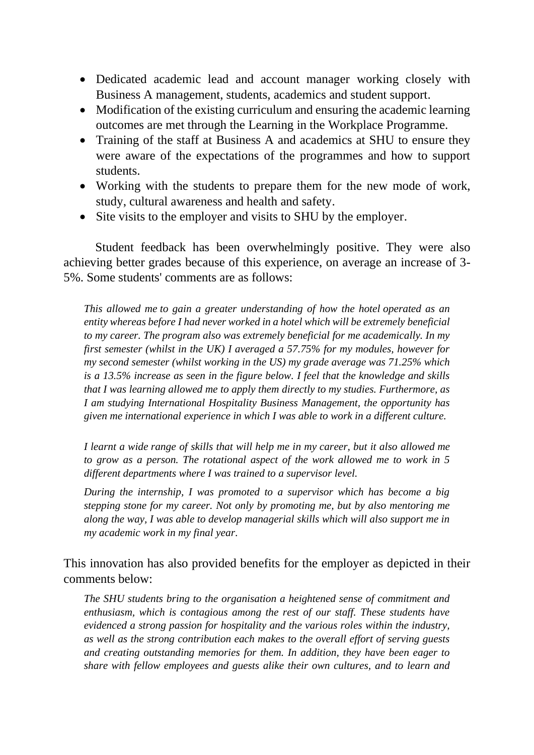- Dedicated academic lead and account manager working closely with Business A management, students, academics and student support.
- Modification of the existing curriculum and ensuring the academic learning outcomes are met through the Learning in the Workplace Programme.
- Training of the staff at Business A and academics at SHU to ensure they were aware of the expectations of the programmes and how to support students.
- Working with the students to prepare them for the new mode of work, study, cultural awareness and health and safety.
- Site visits to the employer and visits to SHU by the employer.

Student feedback has been overwhelmingly positive. They were also achieving better grades because of this experience, on average an increase of 3-5%. Some students' comments are as follows:

> *This allowed me to gain a greater understanding of how the hotel operated as an entity whereas before I had never worked in a hotel which will be extremely beneficial to my career. The program also was extremely beneficial for me academically. In my first semester (whilst in the UK) I averaged a 57.75% for my modules, however for my second semester (whilst working in the US) my grade average was 71.25% which is a 13.5% increase as seen in the figure below. I feel that the knowledge and skills that I was learning allowed me to apply them directly to my studies. Furthermore, as I am studying International Hospitality Business Management, the opportunity has given me international experience in which I was able to work in a different culture.*

> *I learnt a wide range of skills that will help me in my career, but it also allowed me to grow as a person. The rotational aspect of the work allowed me to work in 5 different departments where I was trained to a supervisor level.*

> *During the internship, I was promoted to a supervisor which has become a big stepping stone for my career. Not only by promoting me, but by also mentoring me along the way, I was able to develop managerial skills which will also support me in my academic work in my final year.*

This innovation has also provided benefits for the employer as depicted in their comments below:

> *The SHU students bring to the organisation a heightened sense of commitment and enthusiasm, which is contagious among the rest of our staff. These students have evidenced a strong passion for hospitality and the various roles within the industry, as well as the strong contribution each makes to the overall effort of serving guests and creating outstanding memories for them. In addition, they have been eager to share with fellow employees and guests alike their own cultures, and to learn and*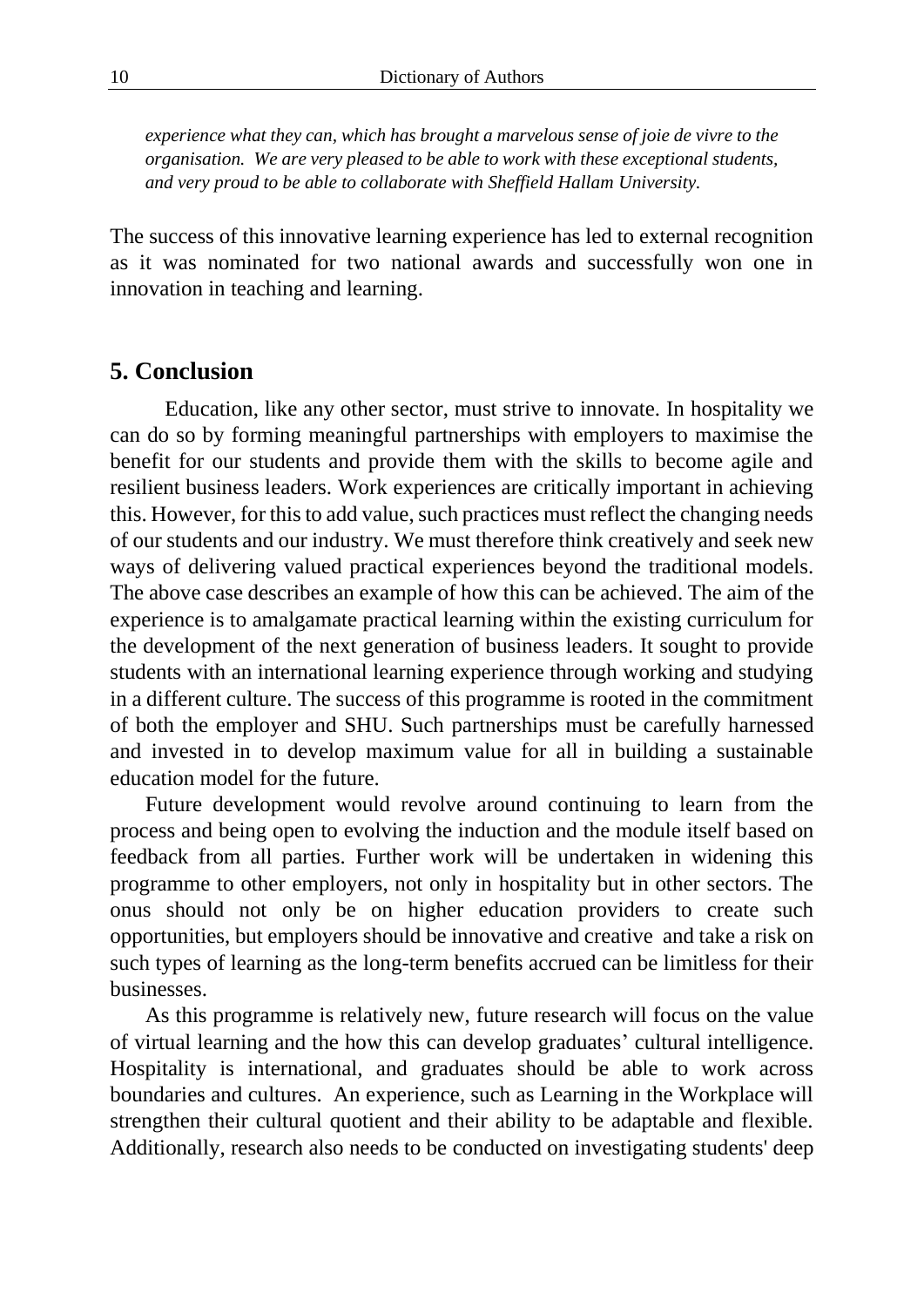*experience what they can, which has brought a marvelous sense of joie de vivre to the organisation. We are very pleased to be able to work with these exceptional students, and very proud to be able to collaborate with Sheffield Hallam University.*

The success of this innovative learning experience has led to external recognition as it was nominated for two national awards and successfully won one in innovation in teaching and learning.

## 5. Conclusion

Education, like any other sector, must strive to innovate. In hospitality we can do so by forming meaningful partnerships with employers to maximise the benefit for our students and provide them with the skills to become agile and resilient business leaders. Work experiences are critically important in achieving this. However, for this to add value, such practices must reflect the changing needs of our students and our industry. We must therefore think creatively and seek new ways of delivering valued practical experiences beyond the traditional models. The above case describes an example of how this can be achieved. The aim of the experience is to amalgamate practical learning within the existing curriculum for the development of the next generation of business leaders. It sought to provide students with an international learning experience through working and studying in a different culture. The success of this programme is rooted in the commitment of both the employer and SHU. Such partnerships must be carefully harnessed and invested in to develop maximum value for all in building a sustainable education model for the future.

Future development would revolve around continuing to learn from the process and being open to evolving the induction and the module itself based on feedback from all parties. Further work will be undertaken in widening this programme to other employers, not only in hospitality but in other sectors. The onus should not only be on higher education providers to create such opportunities, but employers should be innovative and creative and take a risk on such types of learning as the long-term benefits accrued can be limitless for their businesses.

As this programme is relatively new, future research will focus on the value of virtual learning and the how this can develop graduates' cultural intelligence. Hospitality is international, and graduates should be able to work across boundaries and cultures. An experience, such as Learning in the Workplace will strengthen their cultural quotient and their ability to be adaptable and flexible. Additionally, research also needs to be conducted on investigating students' deep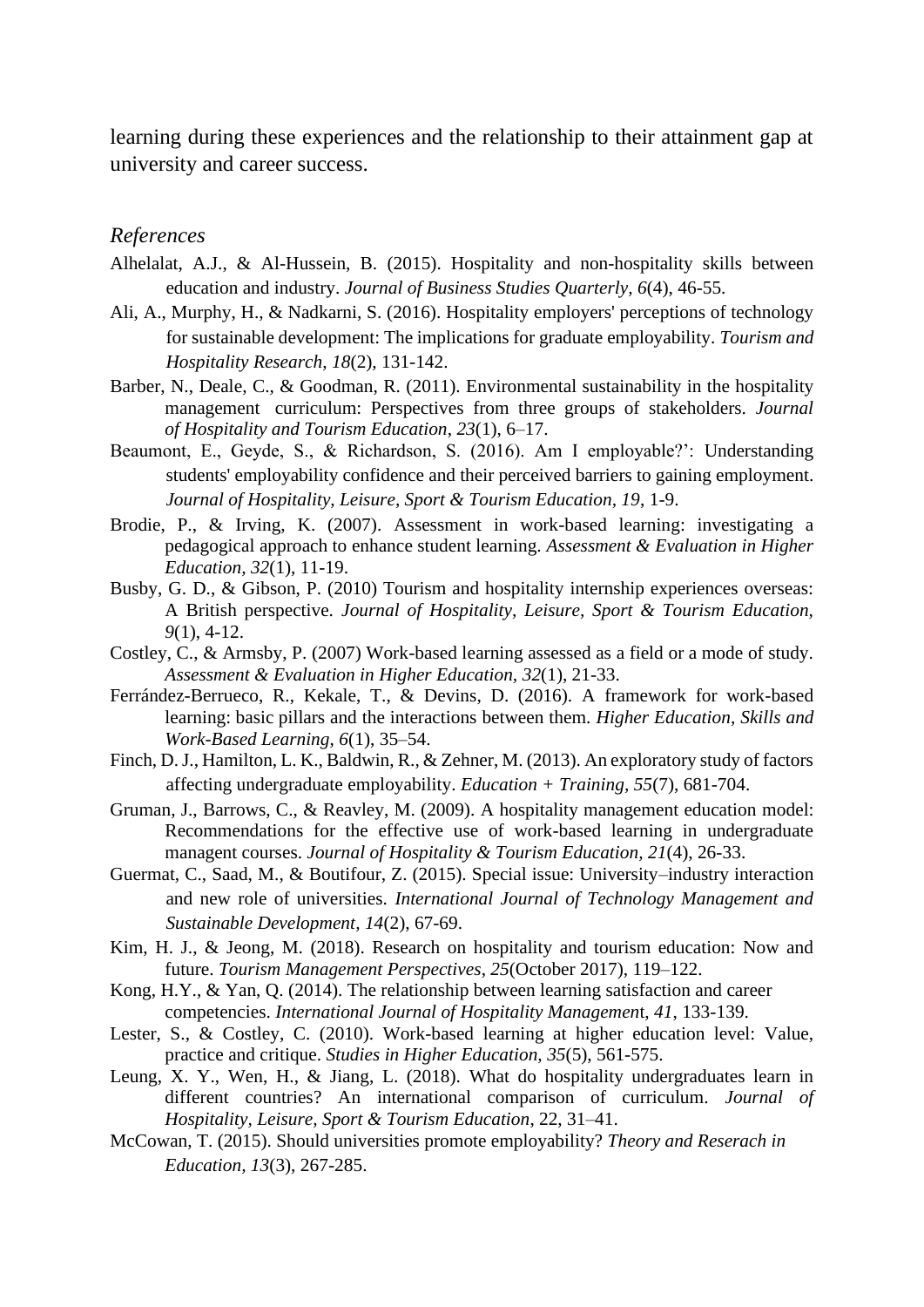learning during these experiences and the relationship to their attainment gap at university and career success.

## *References*

Alhelalat, A.J., & Al-Hussein, B. (2015). Hospitality and non-hospitality skills between education and industry. *Journal of Business Studies Quarterly, 6*(4), 46-55.

Ali, A., Murphy, H., & Nadkarni, S. (2016). Hospitality employers' perceptions of technology for sustainable development: The implications for graduate employability. *Tourism and Hospitality Research*, *18*(2), 131-142.

Barber, N., Deale, C., & Goodman, R. (2011). Environmental sustainability in the hospitality management curriculum: Perspectives from three groups of stakeholders. *Journal of Hospitality and Tourism Education*, *23*(1), 6–17.

Beaumont, E., Geyde, S., & Richardson, S. (2016). Am I employable?': Understanding students' employability confidence and their perceived barriers to gaining employment. *Journal of Hospitality, Leisure, Sport & Tourism Education, 19*, 1-9.

Brodie, P., & Irving, K. (2007). Assessment in work-based learning: investigating a pedagogical approach to enhance student learning. *Assessment & Evaluation in Higher Education, 32*(1), 11-19.

Busby, G. D., & Gibson, P. (2010) Tourism and hospitality internship experiences overseas: A British perspective. *Journal of Hospitality, Leisure, Sport & Tourism Education, 9*(1), 4-12.

Costley, C., & Armsby, P. (2007) Work-based learning assessed as a field or a mode of study. *Assessment & Evaluation in Higher Education, 32*(1), 21-33.

Ferrández-Berrueco, R., Kekale, T., & Devins, D. (2016). A framework for work-based learning: basic pillars and the interactions between them. *Higher Education, Skills and Work-Based Learning, 6*(1), 35–54.

Finch, D. J., Hamilton, L. K., Baldwin, R., & Zehner, M. (2013). An exploratory study of factors affecting undergraduate employability. *Education + Training, 55*(7), 681-704.

Gruman, J., Barrows, C., & Reavley, M. (2009). A hospitality management education model: Recommendations for the effective use of work-based learning in undergraduate managent courses. *Journal of Hospitality & Tourism Education, 21*(4), 26-33.

Guermat, C., Saad, M., & Boutifour, Z. (2015). Special issue: University–industry interaction and new role of universities. *International Journal of Technology Management and Sustainable Development*, *14*(2), 67-69.

Kim, H. J., & Jeong, M. (2018). Research on hospitality and tourism education: Now and future. *Tourism Management Perspectives*, *25*(October 2017), 119–122.

Kong, H.Y., & Yan, Q. (2014). The relationship between learning satisfaction and career competencies. *International Journal of Hospitality Management*, *41*, 133-139.

Lester, S., & Costley, C. (2010). Work-based learning at higher education level: Value, practice and critique. *Studies in Higher Education*, *35*(5), 561-575.

Leung, X. Y., Wen, H., & Jiang, L. (2018). What do hospitality undergraduates learn in different countries? An international comparison of curriculum. *Journal of Hospitality, Leisure, Sport & Tourism Education*, 22, 31–41.

McCowan, T. (2015). Should universities promote employability? *Theory and Reserach in Education, 13*(3), 267-285.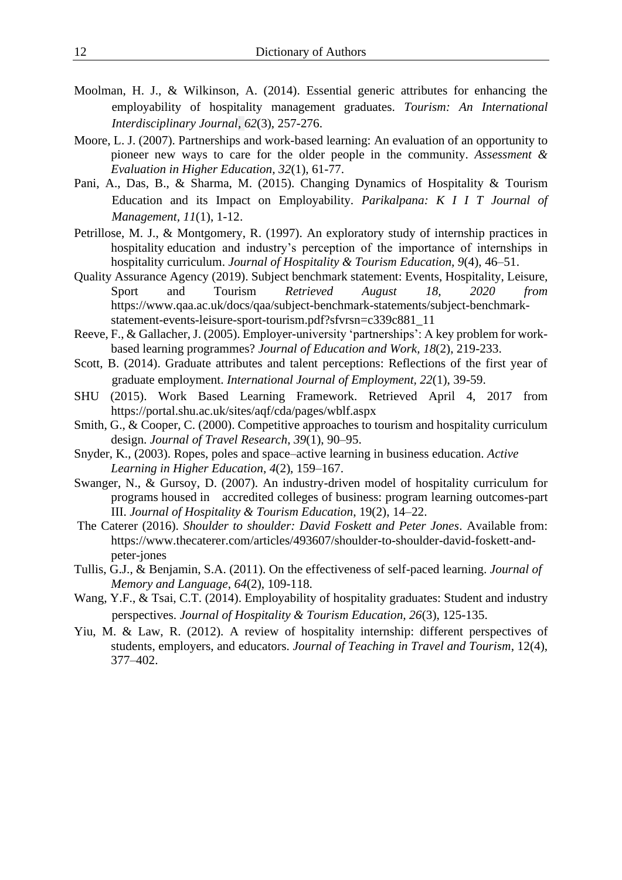Moolman, H. J., & Wilkinson, A. (2014). Essential generic attributes for enhancing the employability of hospitality management graduates. *Tourism: An International Interdisciplinary Journal*, *62*(3), 257-276.

Moore, L. J. (2007). Partnerships and work-based learning: An evaluation of an opportunity to pioneer new ways to care for the older people in the community. *Assessment & Evaluation in Higher Education*, *32*(1), 61-77.

Pani, A., Das, B., & Sharma, M. (2015). Changing Dynamics of Hospitality & Tourism Education and its Impact on Employability. *Parikalpana: K I I T Journal of Management*, *11*(1), 1-12.

Petrillose, M. J., & Montgomery, R. (1997). An exploratory study of internship practices in hospitality education and industry's perception of the importance of internships in hospitality curriculum. *Journal of Hospitality & Tourism Education*, *9*(4), 46–51.

Quality Assurance Agency (2019). Subject benchmark statement: Events, Hospitality, Leisure, Sport and Tourism *Retrieved August 18, 2020 from* https://www.qaa.ac.uk/docs/qaa/subject-benchmark-statements/subject-benchmark-statement-events-leisure-sport-tourism.pdf?sfvrsn=c339c881_11

Reeve, F., & Gallacher, J. (2005). Employer-university 'partnerships': A key problem for work-based learning programmes? *Journal of Education and Work*, *18*(2), 219-233.

Scott, B. (2014). Graduate attributes and talent perceptions: Reflections of the first year of graduate employment. *International Journal of Employment, 22*(1), 39-59.

SHU (2015). Work Based Learning Framework. Retrieved April 4, 2017 from https://portal.shu.ac.uk/sites/aqf/cda/pages/wblf.aspx

Smith, G., & Cooper, C. (2000). Competitive approaches to tourism and hospitality curriculum design. *Journal of Travel Research*, *39*(1), 90–95.

Snyder, K., (2003). Ropes, poles and space–active learning in business education. *Active Learning in Higher Education*, *4*(2), 159–167.

Swanger, N., & Gursoy, D. (2007). An industry-driven model of hospitality curriculum for programs housed in accredited colleges of business: program learning outcomes-part III. *Journal of Hospitality & Tourism Education*, 19(2), 14–22.

The Caterer (2016). *Shoulder to shoulder: David Foskett and Peter Jones*. Available from: https://www.thecaterer.com/articles/493607/shoulder-to-shoulder-david-foskett-and-peter-jones

Tullis, G.J., & Benjamin, S.A. (2011). On the effectiveness of self-paced learning. *Journal of Memory and Language*, *64*(2), 109-118.

Wang, Y.F., & Tsai, C.T. (2014). Employability of hospitality graduates: Student and industry perspectives. *Journal of Hospitality & Tourism Education, 26*(3), 125-135.

Yiu, M. & Law, R. (2012). A review of hospitality internship: different perspectives of students, employers, and educators. *Journal of Teaching in Travel and Tourism*, 12(4), 377–402.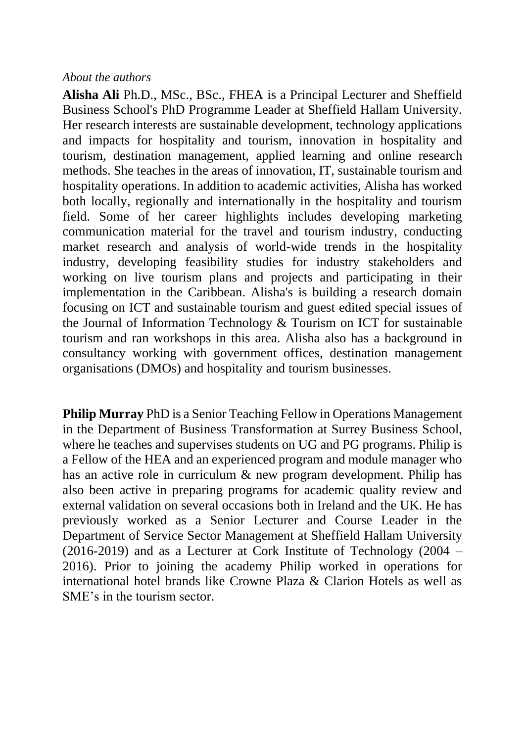*About the authors*

**Alisha Ali** Ph.D., MSc., BSc., FHEA is a Principal Lecturer and Sheffield Business School's PhD Programme Leader at Sheffield Hallam University. Her research interests are sustainable development, technology applications and impacts for hospitality and tourism, innovation in hospitality and tourism, destination management, applied learning and online research methods. She teaches in the areas of innovation, IT, sustainable tourism and hospitality operations. In addition to academic activities, Alisha has worked both locally, regionally and internationally in the hospitality and tourism field. Some of her career highlights includes developing marketing communication material for the travel and tourism industry, conducting market research and analysis of world-wide trends in the hospitality industry, developing feasibility studies for industry stakeholders and working on live tourism plans and projects and participating in their implementation in the Caribbean. Alisha's is building a research domain focusing on ICT and sustainable tourism and guest edited special issues of the Journal of Information Technology & Tourism on ICT for sustainable tourism and ran workshops in this area. Alisha also has a background in consultancy working with government offices, destination management organisations (DMOs) and hospitality and tourism businesses.

**Philip Murray** PhD is a Senior Teaching Fellow in Operations Management in the Department of Business Transformation at Surrey Business School, where he teaches and supervises students on UG and PG programs. Philip is a Fellow of the HEA and an experienced program and module manager who has an active role in curriculum & new program development. Philip has also been active in preparing programs for academic quality review and external validation on several occasions both in Ireland and the UK. He has previously worked as a Senior Lecturer and Course Leader in the Department of Service Sector Management at Sheffield Hallam University (2016-2019) and as a Lecturer at Cork Institute of Technology (2004 – 2016). Prior to joining the academy Philip worked in operations for international hotel brands like Crowne Plaza & Clarion Hotels as well as SME's in the tourism sector.